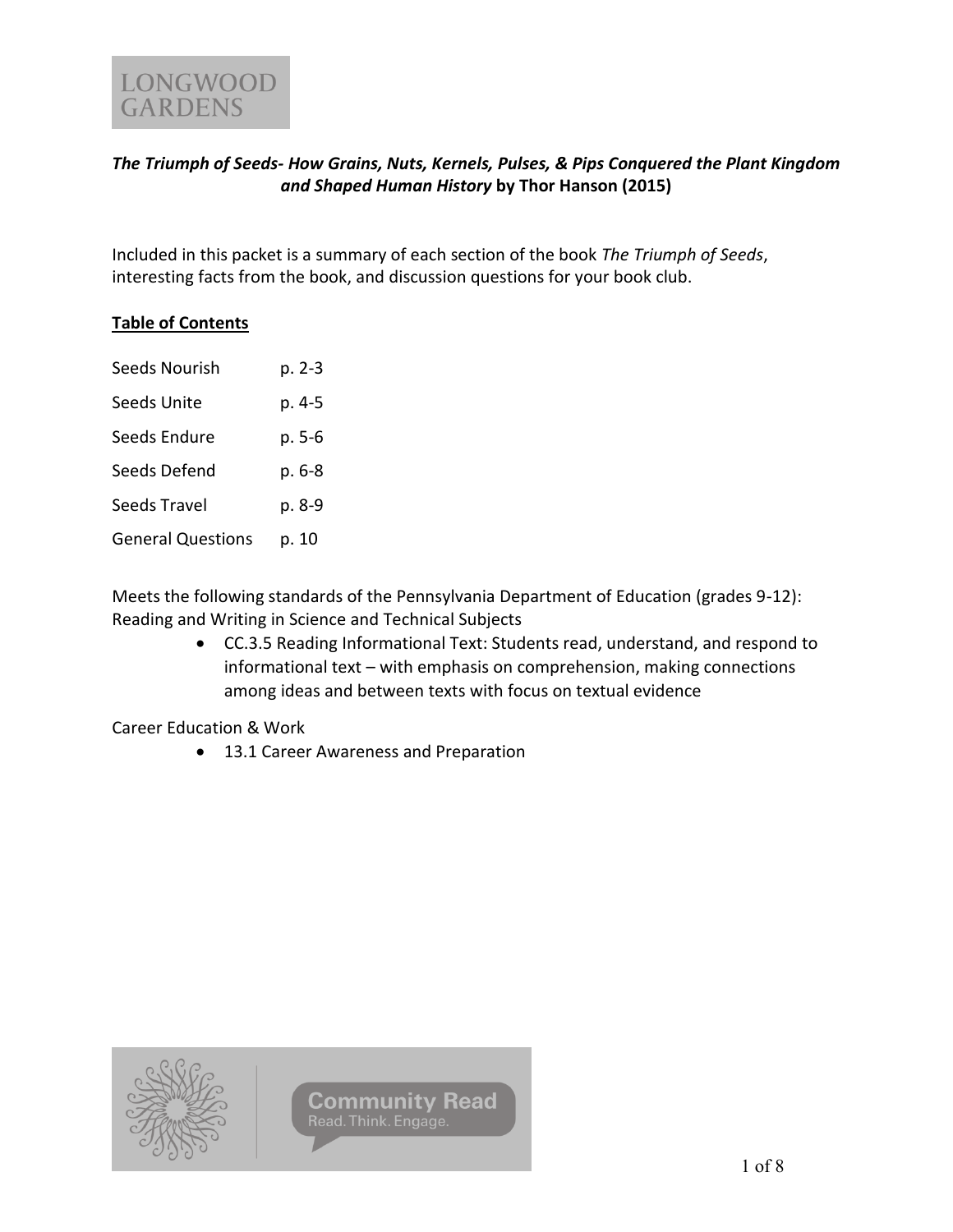LONGWOOD GARDENS

***The Triumph of Seeds- How Grains, Nuts, Kernels, Pulses, & Pips Conquered the Plant Kingdom and Shaped Human History* by Thor Hanson (2015)**

Included in this packet is a summary of each section of the book *The Triumph of Seeds*, interesting facts from the book, and discussion questions for your book club.

**Table of Contents**

| | |
|---|---|
| Seeds Nourish | p. 2-3 |
| Seeds Unite | p. 4-5 |
| Seeds Endure | p. 5-6 |
| Seeds Defend | p. 6-8 |
| Seeds Travel | p. 8-9 |
| General Questions | p. 10 |

Meets the following standards of the Pennsylvania Department of Education (grades 9-12):
Reading and Writing in Science and Technical Subjects

- CC.3.5 Reading Informational Text: Students read, understand, and respond to informational text – with emphasis on comprehension, making connections among ideas and between texts with focus on textual evidence

Career Education & Work

- 13.1 Career Awareness and Preparation

Community Read
Read. Think. Engage.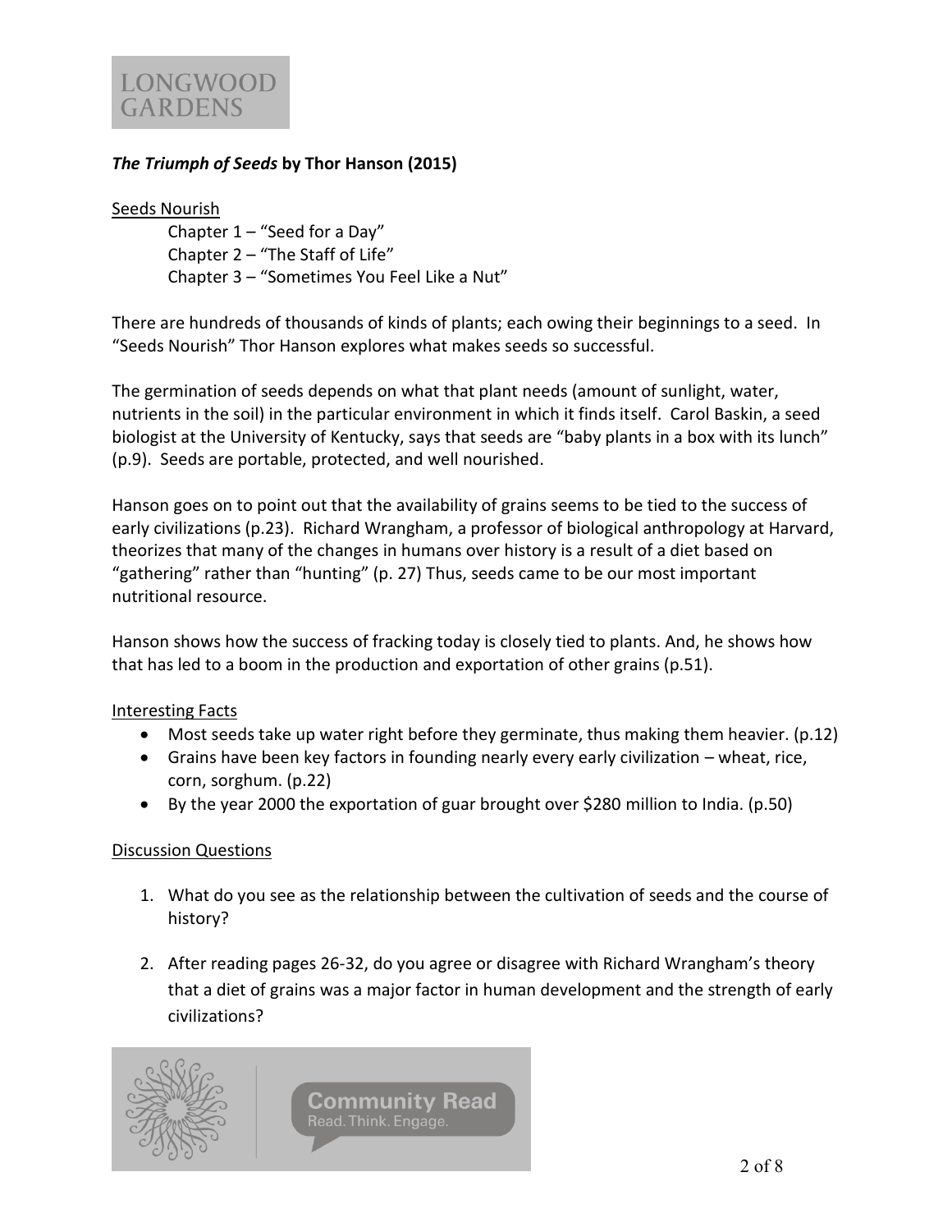***The Triumph of Seeds* by Thor Hanson (2015)**

<u>Seeds Nourish</u>

Chapter 1 – "Seed for a Day"
Chapter 2 – "The Staff of Life"
Chapter 3 – "Sometimes You Feel Like a Nut"

There are hundreds of thousands of kinds of plants; each owing their beginnings to a seed. In "Seeds Nourish" Thor Hanson explores what makes seeds so successful.

The germination of seeds depends on what that plant needs (amount of sunlight, water, nutrients in the soil) in the particular environment in which it finds itself. Carol Baskin, a seed biologist at the University of Kentucky, says that seeds are "baby plants in a box with its lunch" (p.9). Seeds are portable, protected, and well nourished.

Hanson goes on to point out that the availability of grains seems to be tied to the success of early civilizations (p.23). Richard Wrangham, a professor of biological anthropology at Harvard, theorizes that many of the changes in humans over history is a result of a diet based on "gathering" rather than "hunting" (p. 27) Thus, seeds came to be our most important nutritional resource.

Hanson shows how the success of fracking today is closely tied to plants. And, he shows how that has led to a boom in the production and exportation of other grains (p.51).

<u>Interesting Facts</u>

- Most seeds take up water right before they germinate, thus making them heavier. (p.12)
- Grains have been key factors in founding nearly every early civilization – wheat, rice, corn, sorghum. (p.22)
- By the year 2000 the exportation of guar brought over $280 million to India. (p.50)

<u>Discussion Questions</u>

1. What do you see as the relationship between the cultivation of seeds and the course of history?
2. After reading pages 26-32, do you agree or disagree with Richard Wrangham's theory that a diet of grains was a major factor in human development and the strength of early civilizations?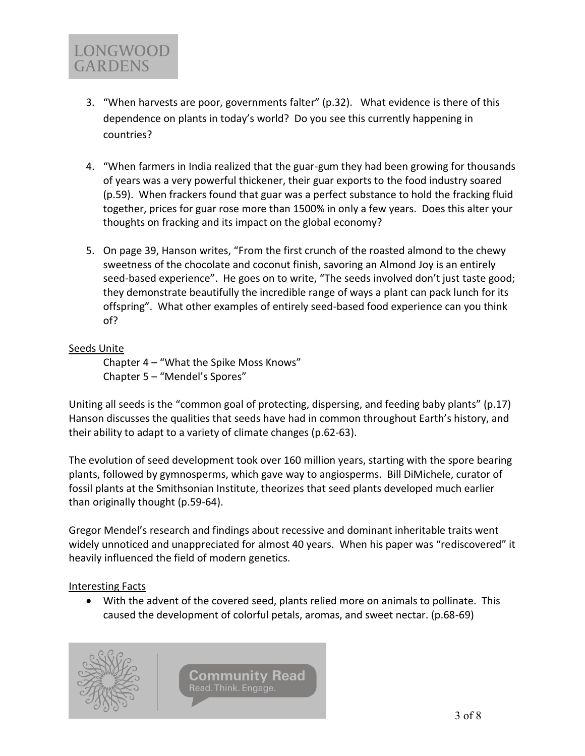3. "When harvests are poor, governments falter" (p.32). What evidence is there of this dependence on plants in today's world? Do you see this currently happening in countries?

4. "When farmers in India realized that the guar-gum they had been growing for thousands of years was a very powerful thickener, their guar exports to the food industry soared (p.59). When frackers found that guar was a perfect substance to hold the fracking fluid together, prices for guar rose more than 1500% in only a few years. Does this alter your thoughts on fracking and its impact on the global economy?

5. On page 39, Hanson writes, "From the first crunch of the roasted almond to the chewy sweetness of the chocolate and coconut finish, savoring an Almond Joy is an entirely seed-based experience". He goes on to write, "The seeds involved don't just taste good; they demonstrate beautifully the incredible range of ways a plant can pack lunch for its offspring". What other examples of entirely seed-based food experience can you think of?

<u>Seeds Unite</u>

Chapter 4 – "What the Spike Moss Knows"
Chapter 5 – "Mendel's Spores"

Uniting all seeds is the "common goal of protecting, dispersing, and feeding baby plants" (p.17) Hanson discusses the qualities that seeds have had in common throughout Earth's history, and their ability to adapt to a variety of climate changes (p.62-63).

The evolution of seed development took over 160 million years, starting with the spore bearing plants, followed by gymnosperms, which gave way to angiosperms. Bill DiMichele, curator of fossil plants at the Smithsonian Institute, theorizes that seed plants developed much earlier than originally thought (p.59-64).

Gregor Mendel's research and findings about recessive and dominant inheritable traits went widely unnoticed and unappreciated for almost 40 years. When his paper was "rediscovered" it heavily influenced the field of modern genetics.

<u>Interesting Facts</u>

- With the advent of the covered seed, plants relied more on animals to pollinate. This caused the development of colorful petals, aromas, and sweet nectar. (p.68-69)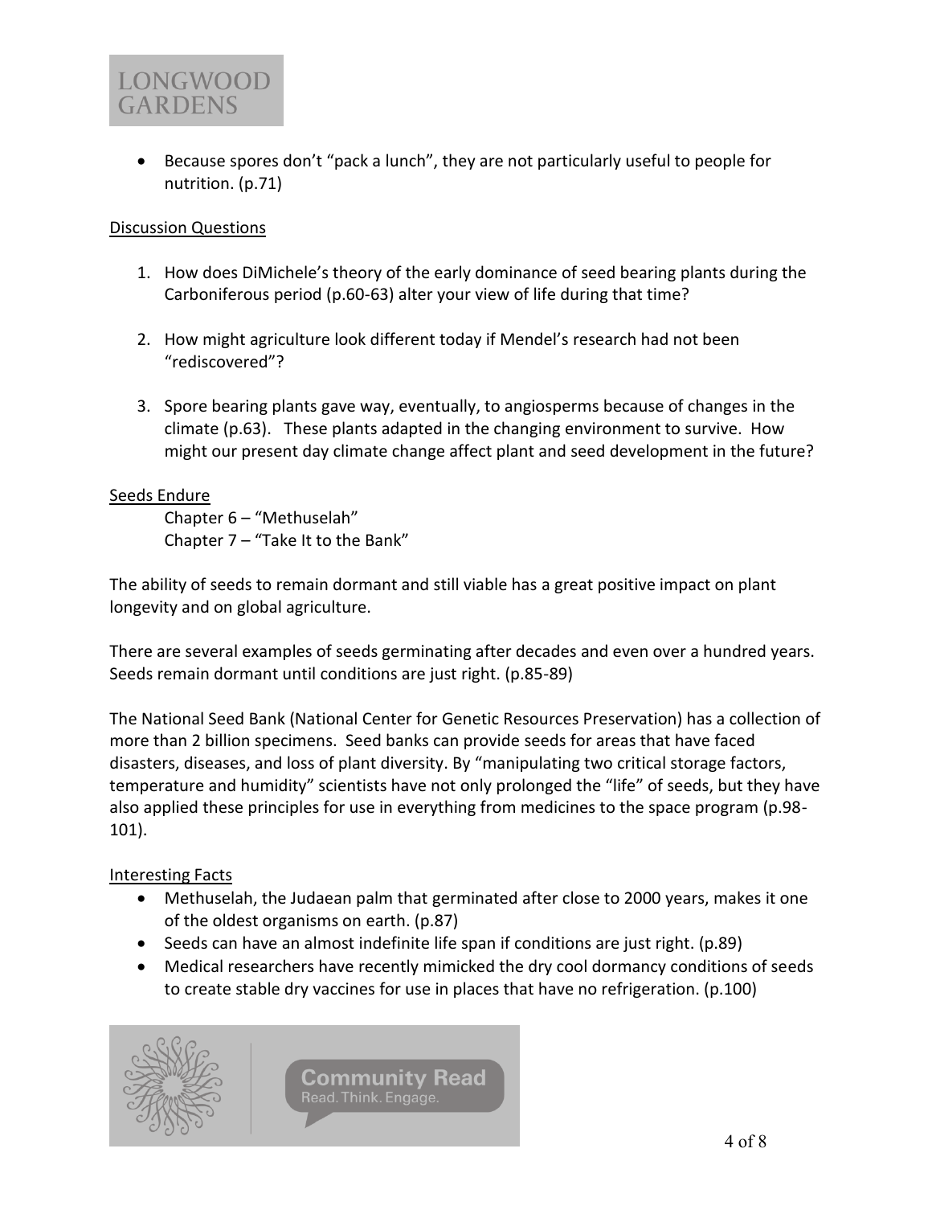- Because spores don't "pack a lunch", they are not particularly useful to people for nutrition. (p.71)

## Discussion Questions

1. How does DiMichele's theory of the early dominance of seed bearing plants during the Carboniferous period (p.60-63) alter your view of life during that time?

2. How might agriculture look different today if Mendel's research had not been "rediscovered"?

3. Spore bearing plants gave way, eventually, to angiosperms because of changes in the climate (p.63). These plants adapted in the changing environment to survive. How might our present day climate change affect plant and seed development in the future?

## Seeds Endure

Chapter 6 – "Methuselah"
Chapter 7 – "Take It to the Bank"

The ability of seeds to remain dormant and still viable has a great positive impact on plant longevity and on global agriculture.

There are several examples of seeds germinating after decades and even over a hundred years. Seeds remain dormant until conditions are just right. (p.85-89)

The National Seed Bank (National Center for Genetic Resources Preservation) has a collection of more than 2 billion specimens. Seed banks can provide seeds for areas that have faced disasters, diseases, and loss of plant diversity. By "manipulating two critical storage factors, temperature and humidity" scientists have not only prolonged the "life" of seeds, but they have also applied these principles for use in everything from medicines to the space program (p.98-101).

## Interesting Facts

- Methuselah, the Judaean palm that germinated after close to 2000 years, makes it one of the oldest organisms on earth. (p.87)
- Seeds can have an almost indefinite life span if conditions are just right. (p.89)
- Medical researchers have recently mimicked the dry cool dormancy conditions of seeds to create stable dry vaccines for use in places that have no refrigeration. (p.100)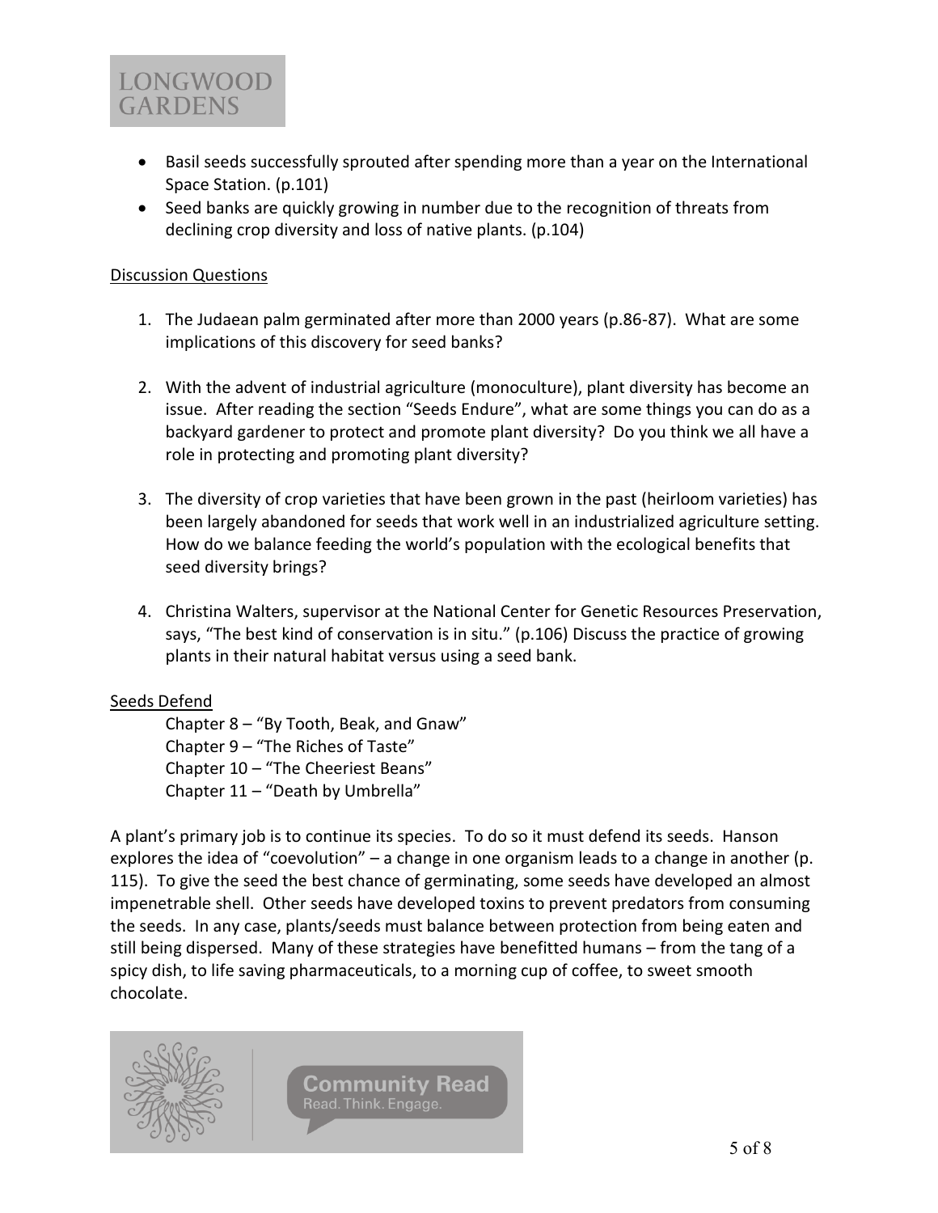- Basil seeds successfully sprouted after spending more than a year on the International Space Station. (p.101)
- Seed banks are quickly growing in number due to the recognition of threats from declining crop diversity and loss of native plants. (p.104)

<u>Discussion Questions</u>

1. The Judaean palm germinated after more than 2000 years (p.86-87). What are some implications of this discovery for seed banks?

2. With the advent of industrial agriculture (monoculture), plant diversity has become an issue. After reading the section "Seeds Endure", what are some things you can do as a backyard gardener to protect and promote plant diversity? Do you think we all have a role in protecting and promoting plant diversity?

3. The diversity of crop varieties that have been grown in the past (heirloom varieties) has been largely abandoned for seeds that work well in an industrialized agriculture setting. How do we balance feeding the world's population with the ecological benefits that seed diversity brings?

4. Christina Walters, supervisor at the National Center for Genetic Resources Preservation, says, "The best kind of conservation is in situ." (p.106) Discuss the practice of growing plants in their natural habitat versus using a seed bank.

<u>Seeds Defend</u>

Chapter 8 – "By Tooth, Beak, and Gnaw"
Chapter 9 – "The Riches of Taste"
Chapter 10 – "The Cheeriest Beans"
Chapter 11 – "Death by Umbrella"

A plant's primary job is to continue its species. To do so it must defend its seeds. Hanson explores the idea of "coevolution" – a change in one organism leads to a change in another (p. 115). To give the seed the best chance of germinating, some seeds have developed an almost impenetrable shell. Other seeds have developed toxins to prevent predators from consuming the seeds. In any case, plants/seeds must balance between protection from being eaten and still being dispersed. Many of these strategies have benefitted humans – from the tang of a spicy dish, to life saving pharmaceuticals, to a morning cup of coffee, to sweet smooth chocolate.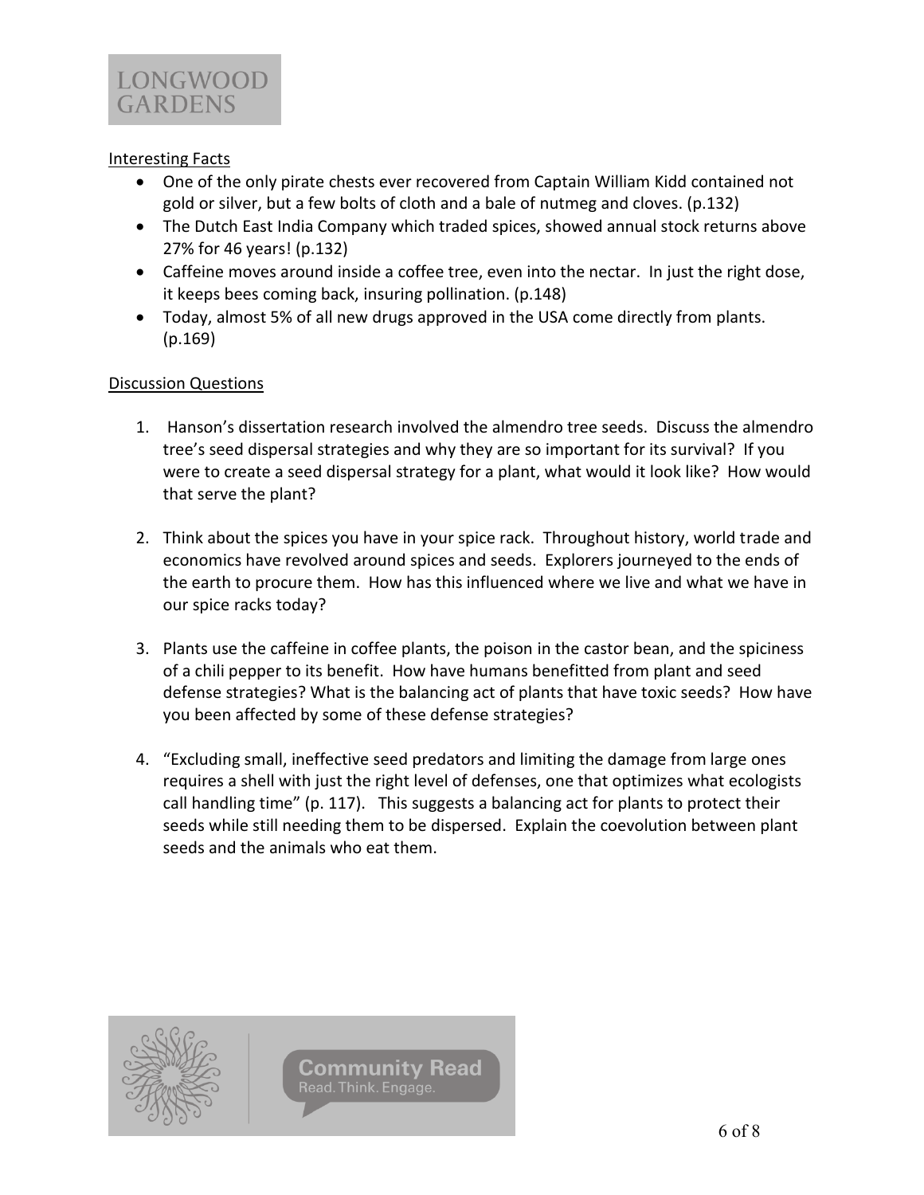Interesting Facts

- One of the only pirate chests ever recovered from Captain William Kidd contained not gold or silver, but a few bolts of cloth and a bale of nutmeg and cloves. (p.132)
- The Dutch East India Company which traded spices, showed annual stock returns above 27% for 46 years! (p.132)
- Caffeine moves around inside a coffee tree, even into the nectar. In just the right dose, it keeps bees coming back, insuring pollination. (p.148)
- Today, almost 5% of all new drugs approved in the USA come directly from plants. (p.169)

Discussion Questions

1. Hanson's dissertation research involved the almendro tree seeds. Discuss the almendro tree's seed dispersal strategies and why they are so important for its survival? If you were to create a seed dispersal strategy for a plant, what would it look like? How would that serve the plant?

2. Think about the spices you have in your spice rack. Throughout history, world trade and economics have revolved around spices and seeds. Explorers journeyed to the ends of the earth to procure them. How has this influenced where we live and what we have in our spice racks today?

3. Plants use the caffeine in coffee plants, the poison in the castor bean, and the spiciness of a chili pepper to its benefit. How have humans benefitted from plant and seed defense strategies? What is the balancing act of plants that have toxic seeds? How have you been affected by some of these defense strategies?

4. "Excluding small, ineffective seed predators and limiting the damage from large ones requires a shell with just the right level of defenses, one that optimizes what ecologists call handling time" (p. 117). This suggests a balancing act for plants to protect their seeds while still needing them to be dispersed. Explain the coevolution between plant seeds and the animals who eat them.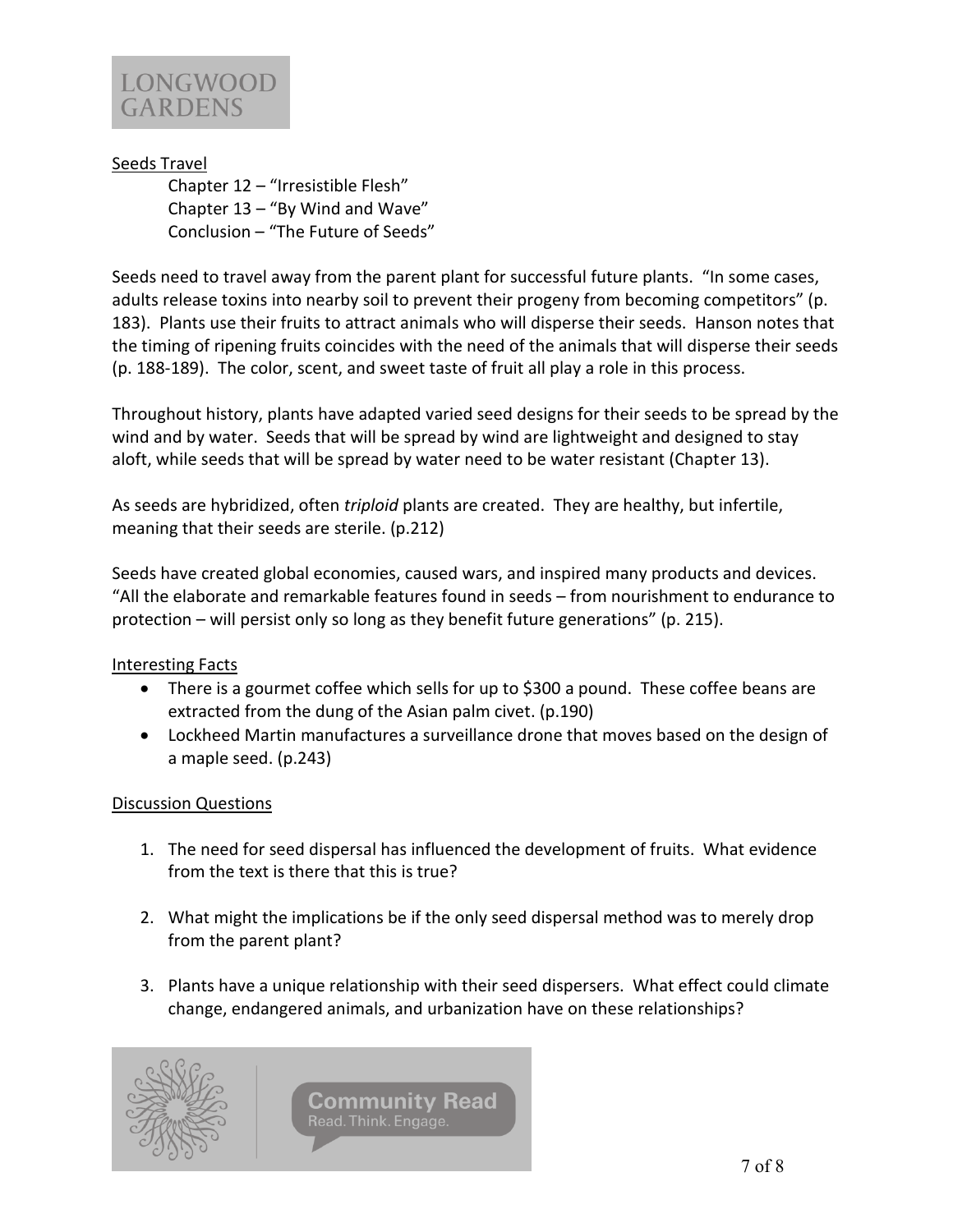## Seeds Travel

Chapter 12 – "Irresistible Flesh"
Chapter 13 – "By Wind and Wave"
Conclusion – "The Future of Seeds"

Seeds need to travel away from the parent plant for successful future plants. "In some cases, adults release toxins into nearby soil to prevent their progeny from becoming competitors" (p. 183). Plants use their fruits to attract animals who will disperse their seeds. Hanson notes that the timing of ripening fruits coincides with the need of the animals that will disperse their seeds (p. 188-189). The color, scent, and sweet taste of fruit all play a role in this process.

Throughout history, plants have adapted varied seed designs for their seeds to be spread by the wind and by water. Seeds that will be spread by wind are lightweight and designed to stay aloft, while seeds that will be spread by water need to be water resistant (Chapter 13).

As seeds are hybridized, often *triploid* plants are created. They are healthy, but infertile, meaning that their seeds are sterile. (p.212)

Seeds have created global economies, caused wars, and inspired many products and devices. "All the elaborate and remarkable features found in seeds – from nourishment to endurance to protection – will persist only so long as they benefit future generations" (p. 215).

## Interesting Facts

- There is a gourmet coffee which sells for up to $300 a pound. These coffee beans are extracted from the dung of the Asian palm civet. (p.190)
- Lockheed Martin manufactures a surveillance drone that moves based on the design of a maple seed. (p.243)

## Discussion Questions

1. The need for seed dispersal has influenced the development of fruits. What evidence from the text is there that this is true?

2. What might the implications be if the only seed dispersal method was to merely drop from the parent plant?

3. Plants have a unique relationship with their seed dispersers. What effect could climate change, endangered animals, and urbanization have on these relationships?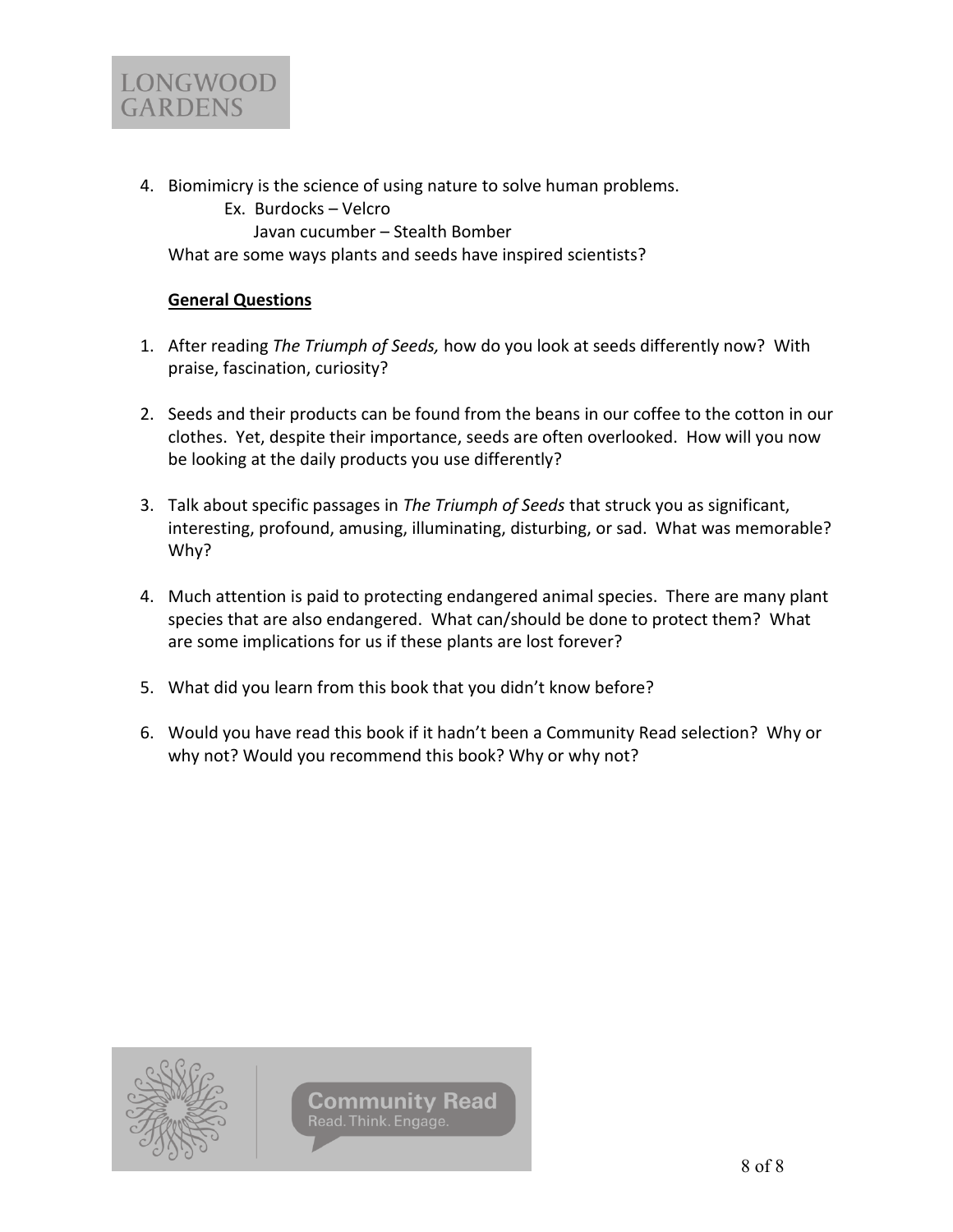4. Biomimicry is the science of using nature to solve human problems.

   Ex. Burdocks – Velcro

   Javan cucumber – Stealth Bomber

   What are some ways plants and seeds have inspired scientists?

**General Questions**

1. After reading *The Triumph of Seeds,* how do you look at seeds differently now? With praise, fascination, curiosity?

2. Seeds and their products can be found from the beans in our coffee to the cotton in our clothes. Yet, despite their importance, seeds are often overlooked. How will you now be looking at the daily products you use differently?

3. Talk about specific passages in *The Triumph of Seeds* that struck you as significant, interesting, profound, amusing, illuminating, disturbing, or sad. What was memorable? Why?

4. Much attention is paid to protecting endangered animal species. There are many plant species that are also endangered. What can/should be done to protect them? What are some implications for us if these plants are lost forever?

5. What did you learn from this book that you didn't know before?

6. Would you have read this book if it hadn't been a Community Read selection? Why or why not? Would you recommend this book? Why or why not?